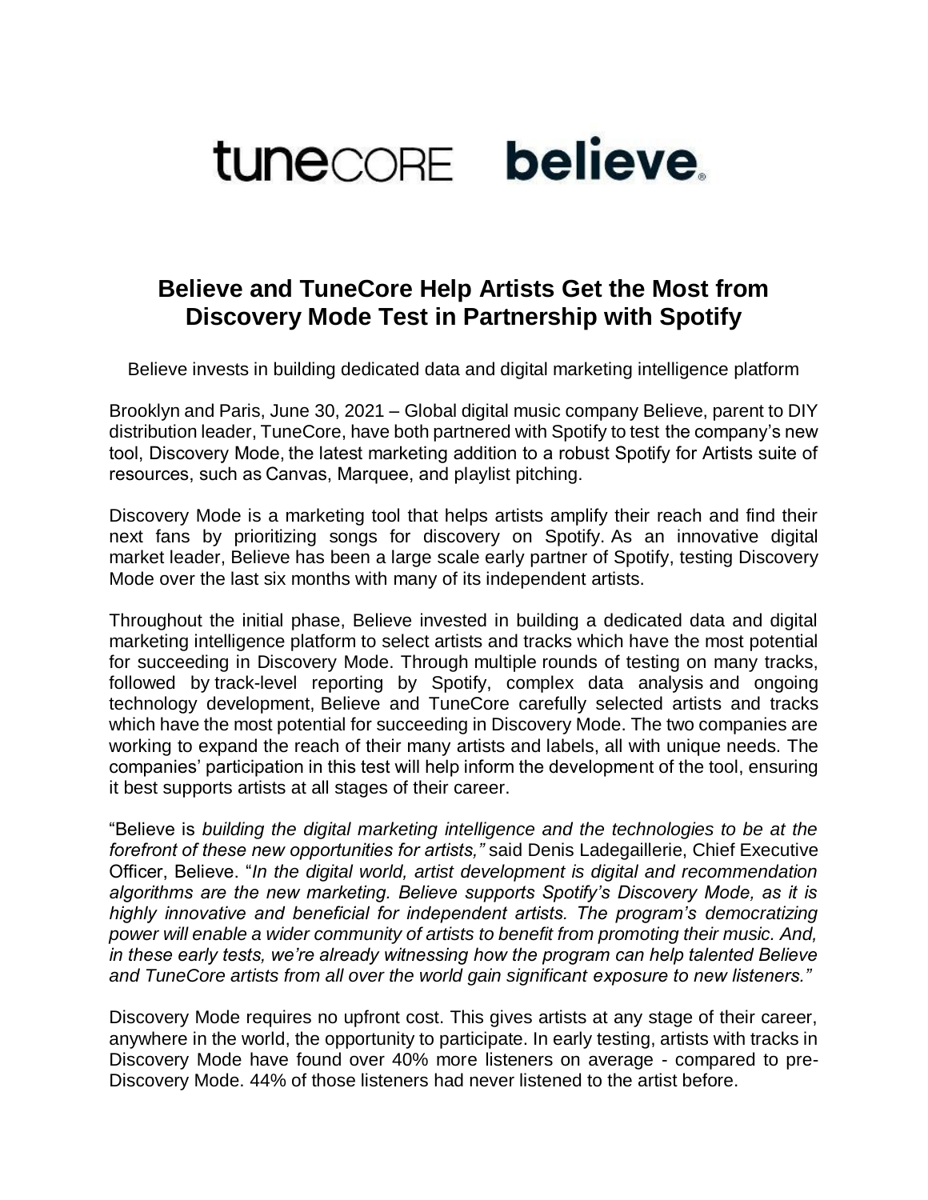tuneCORE believe.

# Believe and TuneCore Help Artists Get the Most from Discovery Mode Test in Partnership with Spotify

Believe invests in building dedicated data and digital marketing intelligence platform

Brooklyn and Paris, June 30, 2021 – Global digital music company Believe, parent to DIY distribution leader, TuneCore, have both partnered with Spotify to test the company's new tool, Discovery Mode, the latest marketing addition to a robust Spotify for Artists suite of resources, such as Canvas, Marquee, and playlist pitching.

Discovery Mode is a marketing tool that helps artists amplify their reach and find their next fans by prioritizing songs for discovery on Spotify. As an innovative digital market leader, Believe has been a large scale early partner of Spotify, testing Discovery Mode over the last six months with many of its independent artists.

Throughout the initial phase, Believe invested in building a dedicated data and digital marketing intelligence platform to select artists and tracks which have the most potential for succeeding in Discovery Mode. Through multiple rounds of testing on many tracks, followed by track-level reporting by Spotify, complex data analysis and ongoing technology development, Believe and TuneCore carefully selected artists and tracks which have the most potential for succeeding in Discovery Mode. The two companies are working to expand the reach of their many artists and labels, all with unique needs. The companies' participation in this test will help inform the development of the tool, ensuring it best supports artists at all stages of their career.

"Believe is *building the digital marketing intelligence and the technologies to be at the forefront of these new opportunities for artists,"* said Denis Ladegaillerie, Chief Executive Officer, Believe. "*In the digital world, artist development is digital and recommendation algorithms are the new marketing. Believe supports Spotify's Discovery Mode, as it is highly innovative and beneficial for independent artists. The program's democratizing power will enable a wider community of artists to benefit from promoting their music. And, in these early tests, we're already witnessing how the program can help talented Believe and TuneCore artists from all over the world gain significant exposure to new listeners."*

Discovery Mode requires no upfront cost. This gives artists at any stage of their career, anywhere in the world, the opportunity to participate. In early testing, artists with tracks in Discovery Mode have found over 40% more listeners on average - compared to pre-Discovery Mode. 44% of those listeners had never listened to the artist before.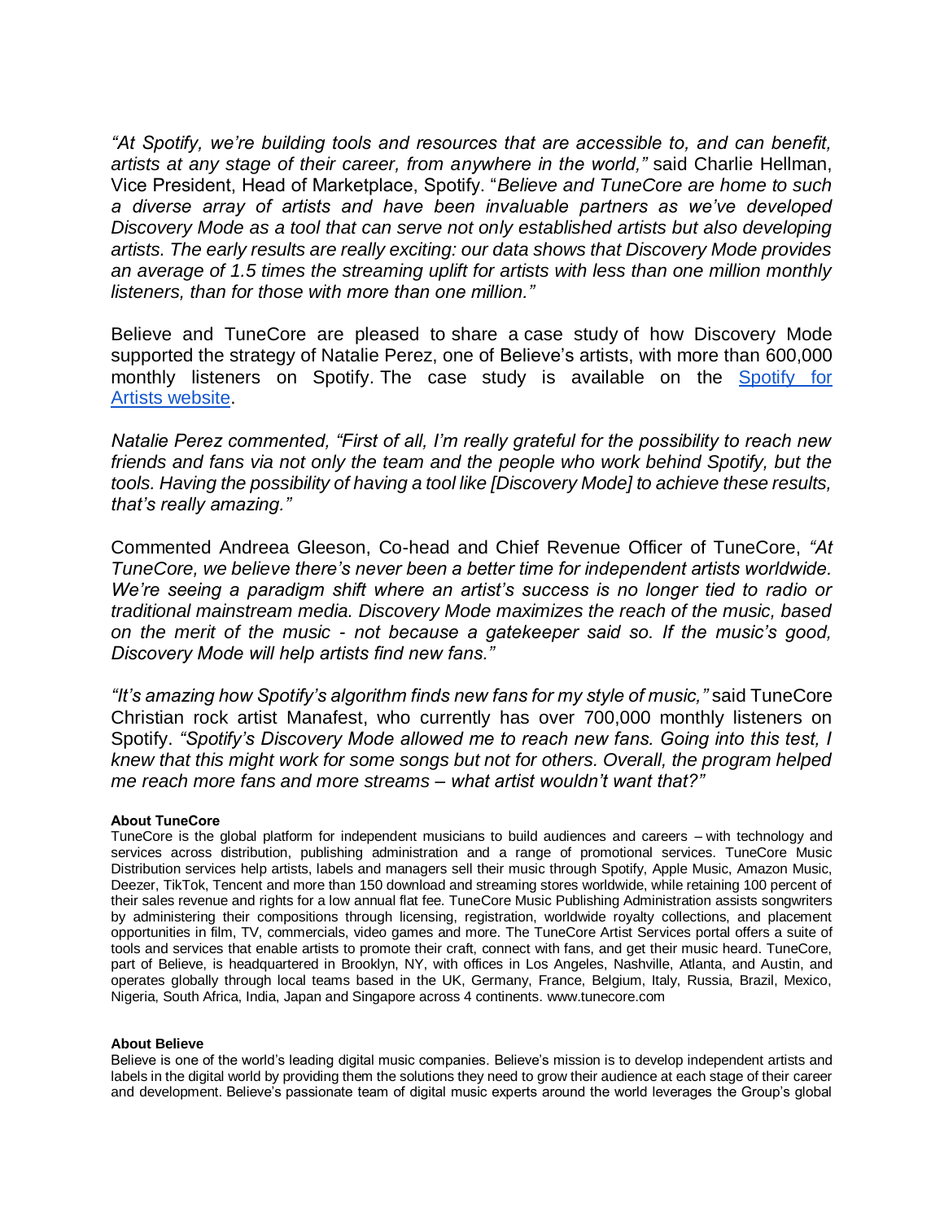*"At Spotify, we're building tools and resources that are accessible to, and can benefit, artists at any stage of their career, from anywhere in the world,"* said Charlie Hellman, Vice President, Head of Marketplace, Spotify. "*Believe and TuneCore are home to such a diverse array of artists and have been invaluable partners as we've developed Discovery Mode as a tool that can serve not only established artists but also developing artists. The early results are really exciting: our data shows that Discovery Mode provides an average of 1.5 times the streaming uplift for artists with less than one million monthly listeners, than for those with more than one million."*

Believe and TuneCore are pleased to share a case study of how Discovery Mode supported the strategy of Natalie Perez, one of Believe's artists, with more than 600,000 monthly listeners on Spotify. The case study is available on the [Spotify for Artists website](https://artists.spotify.com).

*Natalie Perez commented, "First of all, I'm really grateful for the possibility to reach new friends and fans via not only the team and the people who work behind Spotify, but the tools. Having the possibility of having a tool like [Discovery Mode] to achieve these results, that's really amazing."*

Commented Andreea Gleeson, Co-head and Chief Revenue Officer of TuneCore, *"At TuneCore, we believe there's never been a better time for independent artists worldwide. We're seeing a paradigm shift where an artist's success is no longer tied to radio or traditional mainstream media. Discovery Mode maximizes the reach of the music, based on the merit of the music - not because a gatekeeper said so. If the music's good, Discovery Mode will help artists find new fans."*

*"It's amazing how Spotify's algorithm finds new fans for my style of music,"* said TuneCore Christian rock artist Manafest, who currently has over 700,000 monthly listeners on Spotify. *"Spotify's Discovery Mode allowed me to reach new fans. Going into this test, I knew that this might work for some songs but not for others. Overall, the program helped me reach more fans and more streams – what artist wouldn't want that?"*

**About TuneCore**

TuneCore is the global platform for independent musicians to build audiences and careers – with technology and services across distribution, publishing administration and a range of promotional services. TuneCore Music Distribution services help artists, labels and managers sell their music through Spotify, Apple Music, Amazon Music, Deezer, TikTok, Tencent and more than 150 download and streaming stores worldwide, while retaining 100 percent of their sales revenue and rights for a low annual flat fee. TuneCore Music Publishing Administration assists songwriters by administering their compositions through licensing, registration, worldwide royalty collections, and placement opportunities in film, TV, commercials, video games and more. The TuneCore Artist Services portal offers a suite of tools and services that enable artists to promote their craft, connect with fans, and get their music heard. TuneCore, part of Believe, is headquartered in Brooklyn, NY, with offices in Los Angeles, Nashville, Atlanta, and Austin, and operates globally through local teams based in the UK, Germany, France, Belgium, Italy, Russia, Brazil, Mexico, Nigeria, South Africa, India, Japan and Singapore across 4 continents. www.tunecore.com

**About Believe**

Believe is one of the world's leading digital music companies. Believe's mission is to develop independent artists and labels in the digital world by providing them the solutions they need to grow their audience at each stage of their career and development. Believe's passionate team of digital music experts around the world leverages the Group's global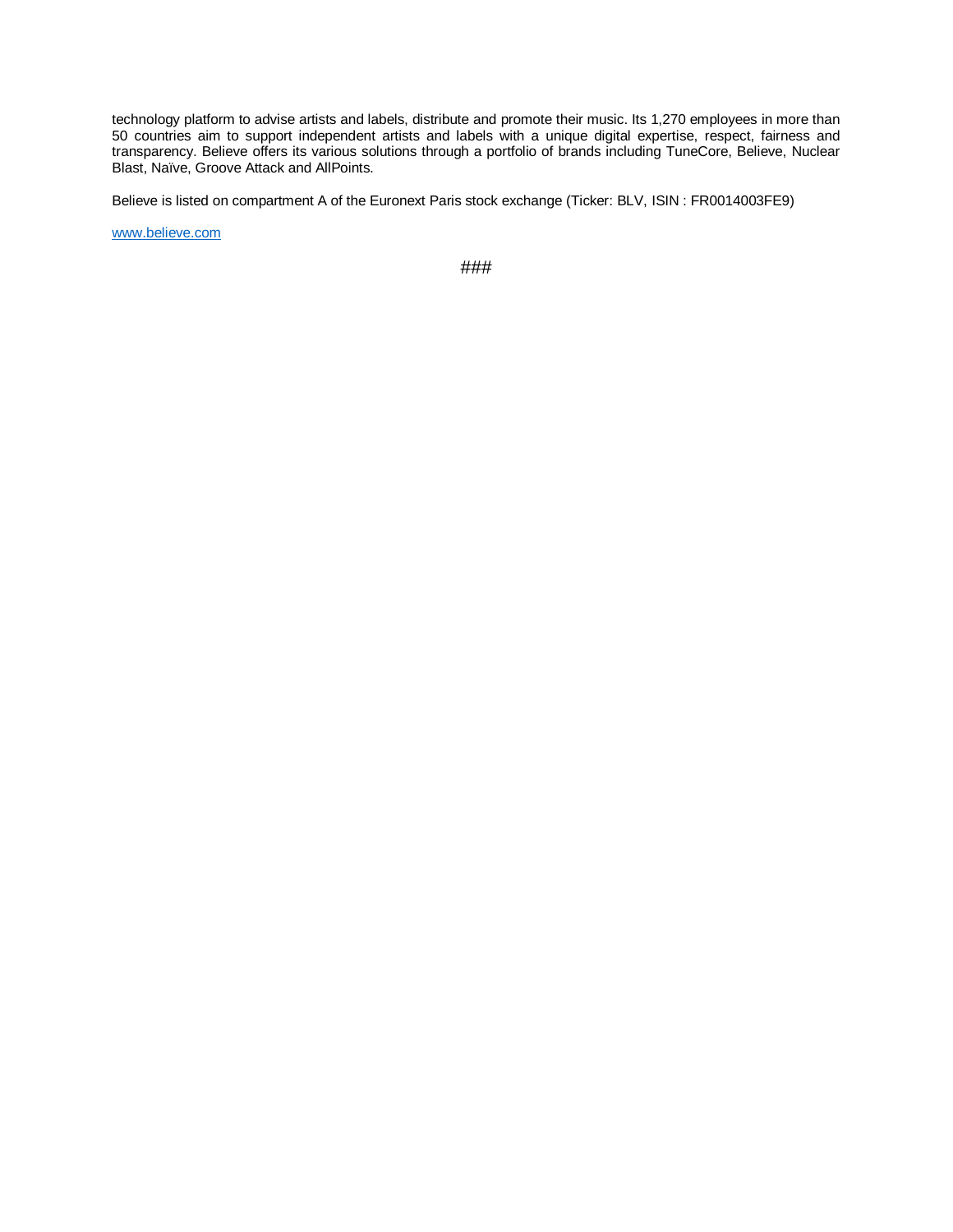technology platform to advise artists and labels, distribute and promote their music. Its 1,270 employees in more than 50 countries aim to support independent artists and labels with a unique digital expertise, respect, fairness and transparency. Believe offers its various solutions through a portfolio of brands including TuneCore, Believe, Nuclear Blast, Naïve, Groove Attack and AllPoints.

Believe is listed on compartment A of the Euronext Paris stock exchange (Ticker: BLV, ISIN : FR0014003FE9)

[www.believe.com](http://www.believe.com)

###